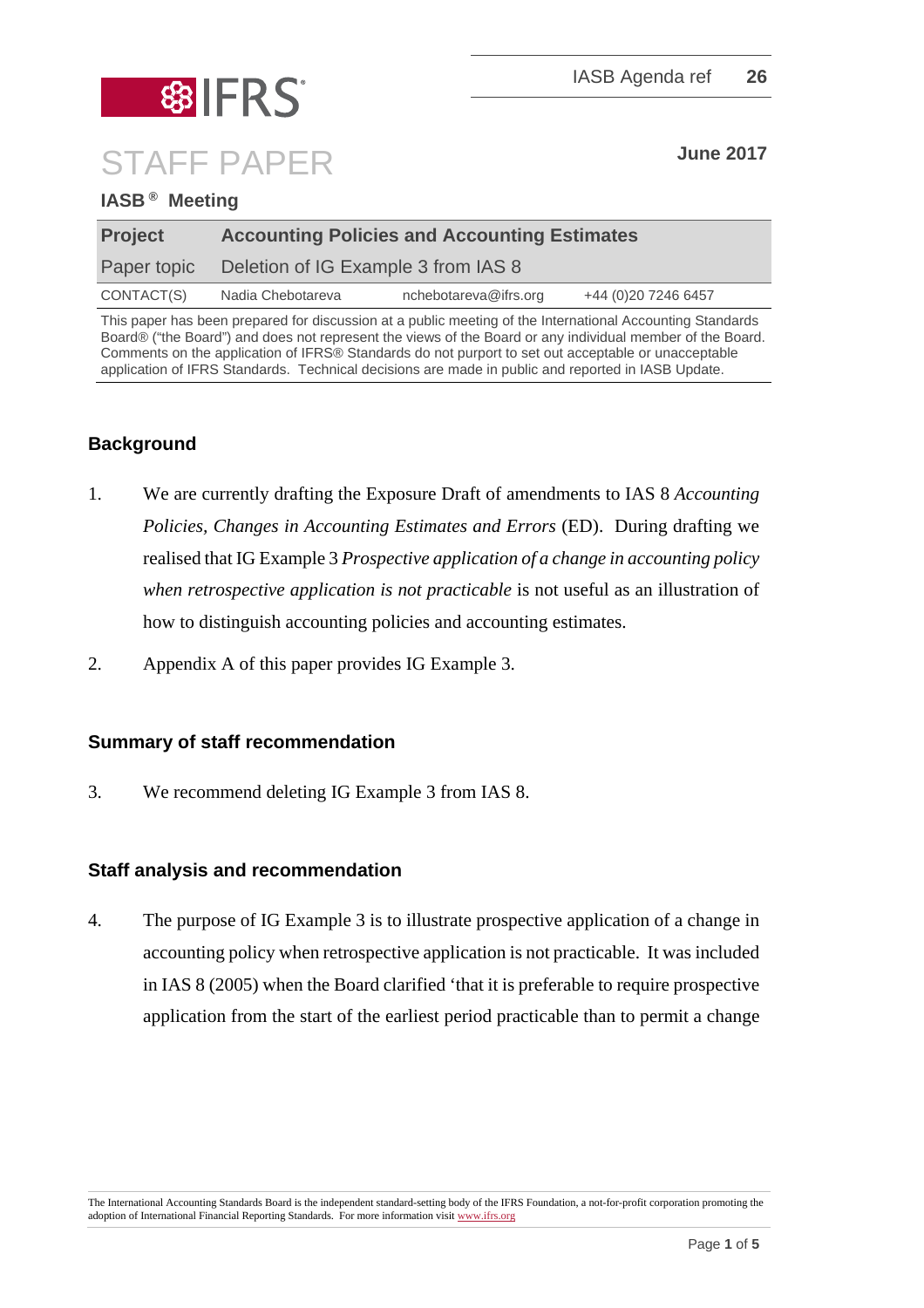IASB Agenda ref **26**

# STAFF PAPER

**June 2017**

**IASB® Meeting**

| **Project** | **Accounting Policies and Accounting Estimates** | | |
|---|---|---|---|
| Paper topic | Deletion of IG Example 3 from IAS 8 | | |
| CONTACT(S) | Nadia Chebotareva | nchebotareva@ifrs.org | +44 (0)20 7246 6457 |

This paper has been prepared for discussion at a public meeting of the International Accounting Standards Board® ("the Board") and does not represent the views of the Board or any individual member of the Board. Comments on the application of IFRS® Standards do not purport to set out acceptable or unacceptable application of IFRS Standards. Technical decisions are made in public and reported in IASB Update.

## Background

1. We are currently drafting the Exposure Draft of amendments to IAS 8 *Accounting Policies, Changes in Accounting Estimates and Errors* (ED). During drafting we realised that IG Example 3 *Prospective application of a change in accounting policy when retrospective application is not practicable* is not useful as an illustration of how to distinguish accounting policies and accounting estimates.

2. Appendix A of this paper provides IG Example 3.

## Summary of staff recommendation

3. We recommend deleting IG Example 3 from IAS 8.

## Staff analysis and recommendation

4. The purpose of IG Example 3 is to illustrate prospective application of a change in accounting policy when retrospective application is not practicable. It was included in IAS 8 (2005) when the Board clarified 'that it is preferable to require prospective application from the start of the earliest period practicable than to permit a change

The International Accounting Standards Board is the independent standard-setting body of the IFRS Foundation, a not-for-profit corporation promoting the adoption of International Financial Reporting Standards. For more information visit www.ifrs.org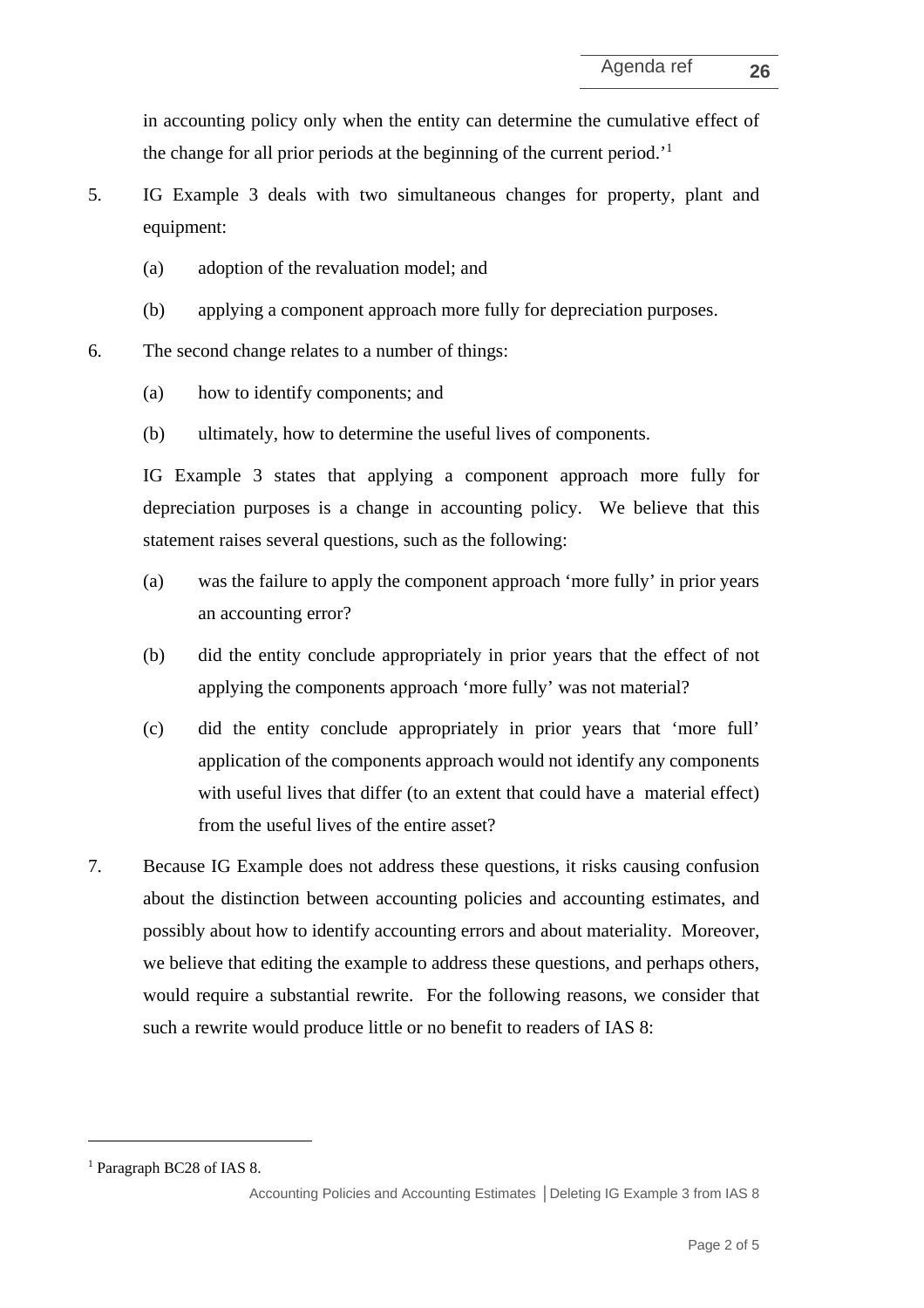in accounting policy only when the entity can determine the cumulative effect of the change for all prior periods at the beginning of the current period.'[1]

5. IG Example 3 deals with two simultaneous changes for property, plant and equipment:

   (a) adoption of the revaluation model; and

   (b) applying a component approach more fully for depreciation purposes.

6. The second change relates to a number of things:

   (a) how to identify components; and

   (b) ultimately, how to determine the useful lives of components.

   IG Example 3 states that applying a component approach more fully for depreciation purposes is a change in accounting policy. We believe that this statement raises several questions, such as the following:

   (a) was the failure to apply the component approach 'more fully' in prior years an accounting error?

   (b) did the entity conclude appropriately in prior years that the effect of not applying the components approach 'more fully' was not material?

   (c) did the entity conclude appropriately in prior years that 'more full' application of the components approach would not identify any components with useful lives that differ (to an extent that could have a material effect) from the useful lives of the entire asset?

7. Because IG Example does not address these questions, it risks causing confusion about the distinction between accounting policies and accounting estimates, and possibly about how to identify accounting errors and about materiality. Moreover, we believe that editing the example to address these questions, and perhaps others, would require a substantial rewrite. For the following reasons, we consider that such a rewrite would produce little or no benefit to readers of IAS 8:

[1] Paragraph BC28 of IAS 8.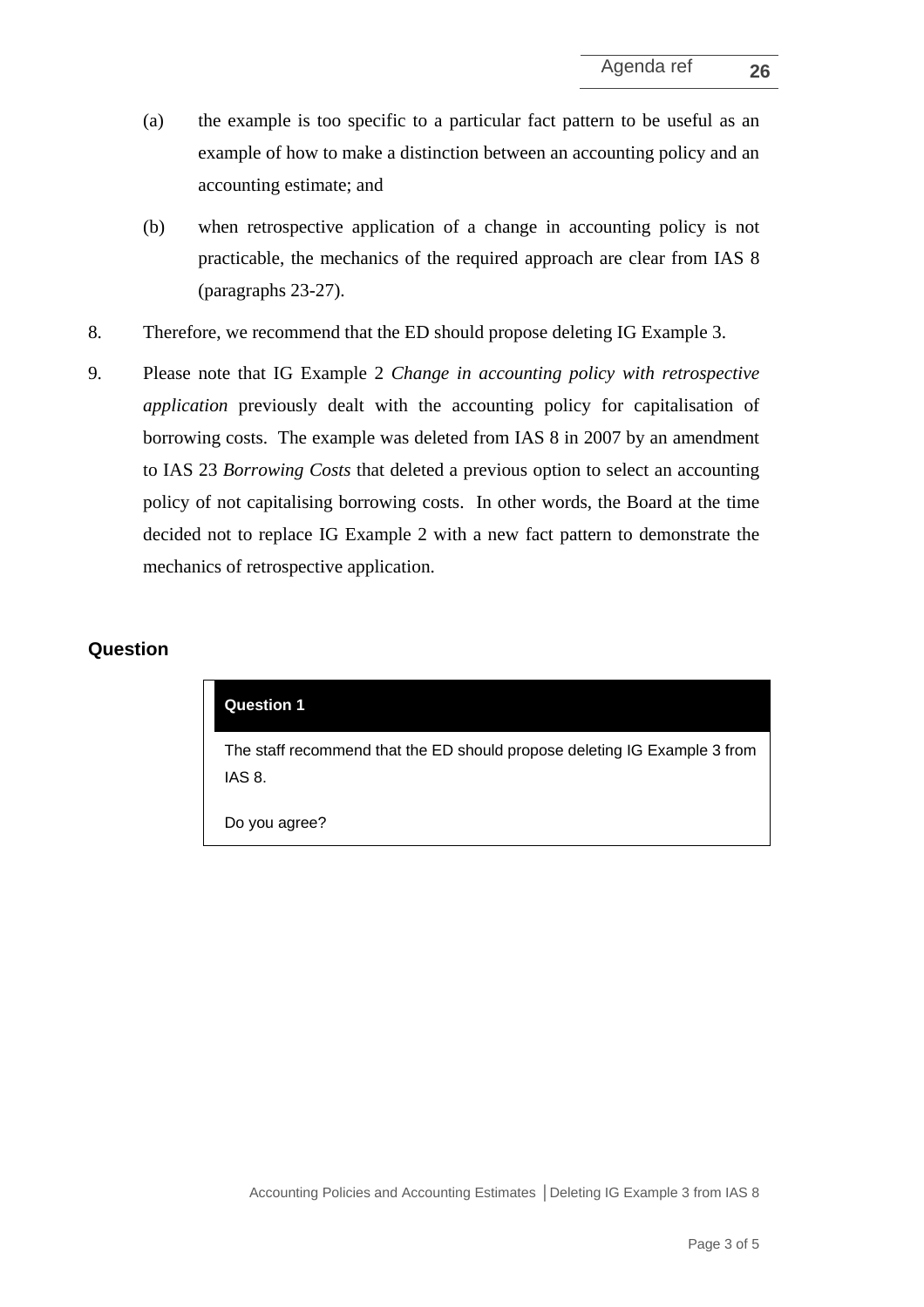(a) the example is too specific to a particular fact pattern to be useful as an example of how to make a distinction between an accounting policy and an accounting estimate; and

(b) when retrospective application of a change in accounting policy is not practicable, the mechanics of the required approach are clear from IAS 8 (paragraphs 23-27).

8. Therefore, we recommend that the ED should propose deleting IG Example 3.

9. Please note that IG Example 2 *Change in accounting policy with retrospective application* previously dealt with the accounting policy for capitalisation of borrowing costs. The example was deleted from IAS 8 in 2007 by an amendment to IAS 23 *Borrowing Costs* that deleted a previous option to select an accounting policy of not capitalising borrowing costs. In other words, the Board at the time decided not to replace IG Example 2 with a new fact pattern to demonstrate the mechanics of retrospective application.

## Question

| **Question 1** |
| --- |
| The staff recommend that the ED should propose deleting IG Example 3 from IAS 8.<br><br>Do you agree? |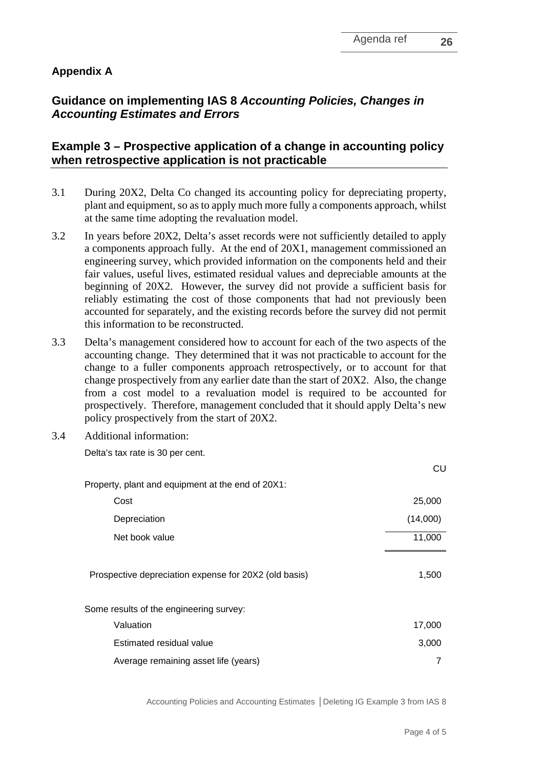## Appendix A

## Guidance on implementing IAS 8 *Accounting Policies, Changes in Accounting Estimates and Errors*

### Example 3 – Prospective application of a change in accounting policy when retrospective application is not practicable

3.1 During 20X2, Delta Co changed its accounting policy for depreciating property, plant and equipment, so as to apply much more fully a components approach, whilst at the same time adopting the revaluation model.

3.2 In years before 20X2, Delta's asset records were not sufficiently detailed to apply a components approach fully. At the end of 20X1, management commissioned an engineering survey, which provided information on the components held and their fair values, useful lives, estimated residual values and depreciable amounts at the beginning of 20X2. However, the survey did not provide a sufficient basis for reliably estimating the cost of those components that had not previously been accounted for separately, and the existing records before the survey did not permit this information to be reconstructed.

3.3 Delta's management considered how to account for each of the two aspects of the accounting change. They determined that it was not practicable to account for the change to a fuller components approach retrospectively, or to account for that change prospectively from any earlier date than the start of 20X2. Also, the change from a cost model to a revaluation model is required to be accounted for prospectively. Therefore, management concluded that it should apply Delta's new policy prospectively from the start of 20X2.

3.4 Additional information:

Delta's tax rate is 30 per cent.

| | CU |
|---|---|
| Property, plant and equipment at the end of 20X1: | |
| Cost | 25,000 |
| Depreciation | (14,000) |
| Net book value | 11,000 |
| | |
| Prospective depreciation expense for 20X2 (old basis) | 1,500 |
| | |
| Some results of the engineering survey: | |
| Valuation | 17,000 |
| Estimated residual value | 3,000 |
| Average remaining asset life (years) | 7 |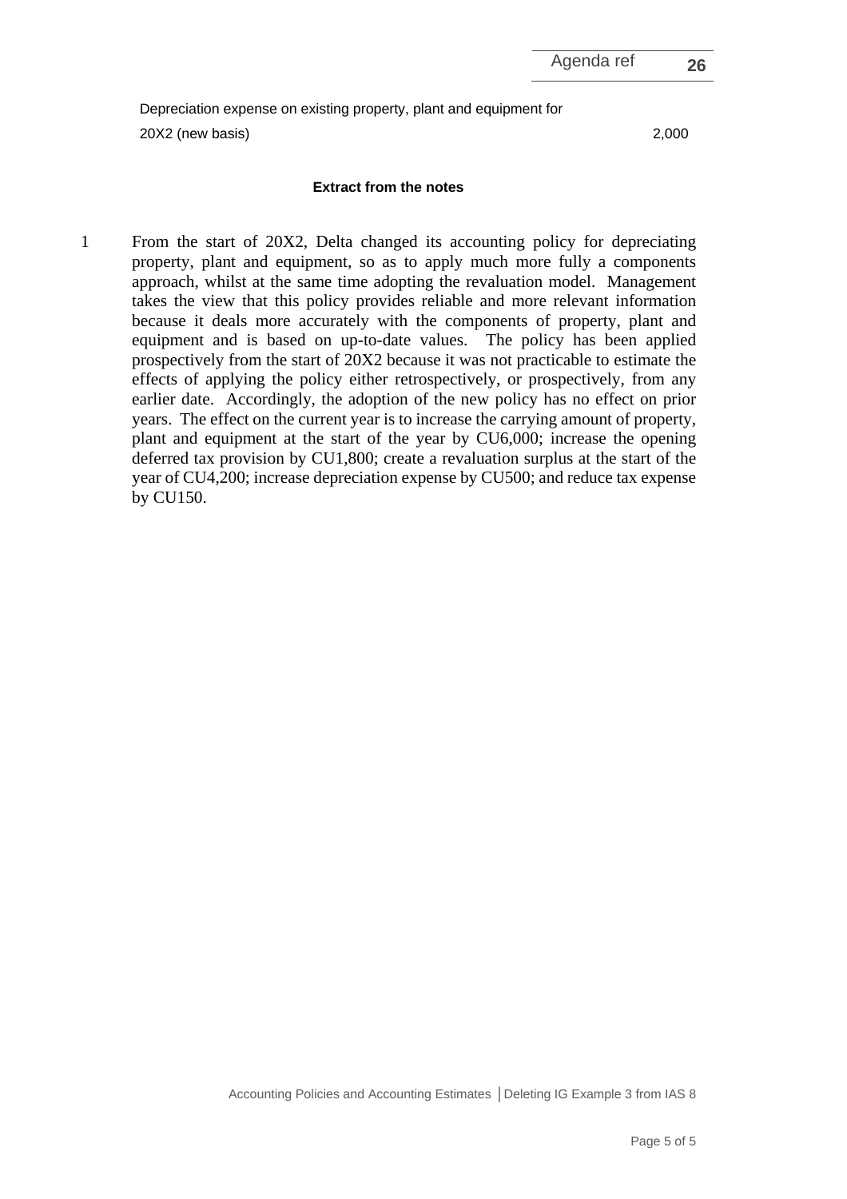| | |
|---|---|
| Depreciation expense on existing property, plant and equipment for 20X2 (new basis) | 2,000 |

**Extract from the notes**

1 From the start of 20X2, Delta changed its accounting policy for depreciating property, plant and equipment, so as to apply much more fully a components approach, whilst at the same time adopting the revaluation model. Management takes the view that this policy provides reliable and more relevant information because it deals more accurately with the components of property, plant and equipment and is based on up-to-date values. The policy has been applied prospectively from the start of 20X2 because it was not practicable to estimate the effects of applying the policy either retrospectively, or prospectively, from any earlier date. Accordingly, the adoption of the new policy has no effect on prior years. The effect on the current year is to increase the carrying amount of property, plant and equipment at the start of the year by CU6,000; increase the opening deferred tax provision by CU1,800; create a revaluation surplus at the start of the year of CU4,200; increase depreciation expense by CU500; and reduce tax expense by CU150.